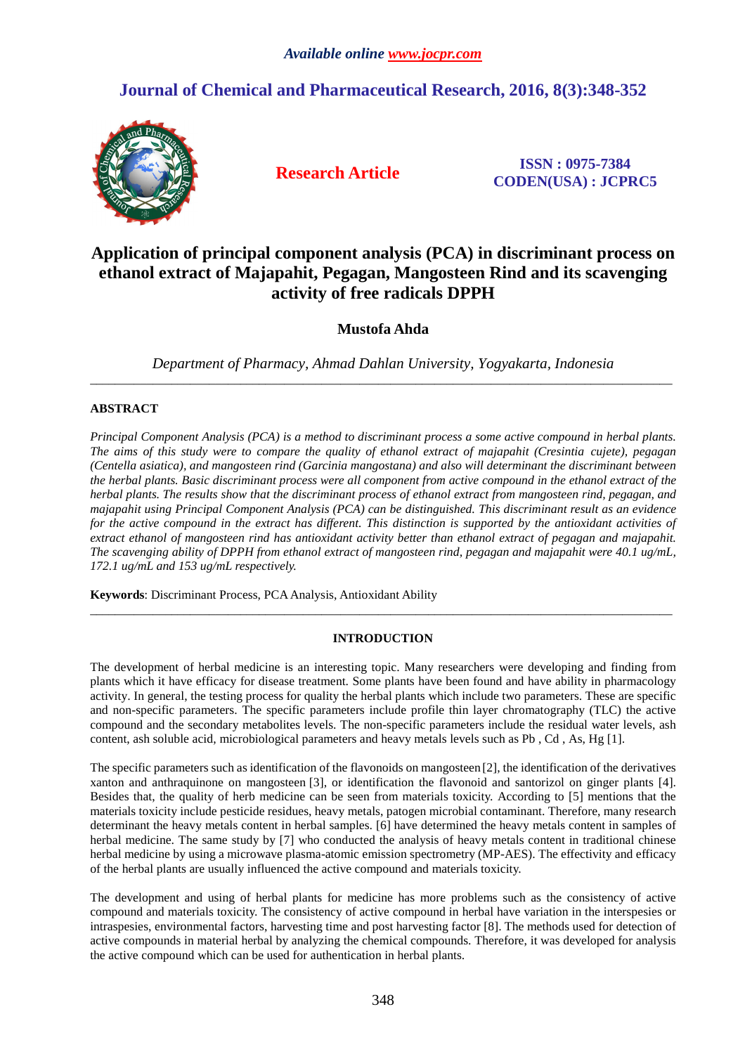# Application of principal component analysis (PCA) in discriminant process on ethanol extract of Majapahit, Pegagan, Mangosteen Rind and its scavenging activity of free radicals DPPH

**Mustofa Ahda**

*Department of Pharmacy, Ahmad Dahlan University, Yogyakarta, Indonesia*

---

## ABSTRACT

*Principal Component Analysis (PCA) is a method to discriminant process a some active compound in herbal plants. The aims of this study were to compare the quality of ethanol extract of majapahit (Cresintia cujete), pegagan (Centella asiatica), and mangosteen rind (Garcinia mangostana) and also will determinant the discriminant between the herbal plants. Basic discriminant process were all component from active compound in the ethanol extract of the herbal plants. The results show that the discriminant process of ethanol extract from mangosteen rind, pegagan, and majapahit using Principal Component Analysis (PCA) can be distinguished. This discriminant result as an evidence for the active compound in the extract has different. This distinction is supported by the antioxidant activities of extract ethanol of mangosteen rind has antioxidant activity better than ethanol extract of pegagan and majapahit. The scavenging ability of DPPH from ethanol extract of mangosteen rind, pegagan and majapahit were 40.1 ug/mL, 172.1 ug/mL and 153 ug/mL respectively.*

**Keywords**: Discriminant Process, PCA Analysis, Antioxidant Ability

---

## INTRODUCTION

The development of herbal medicine is an interesting topic. Many researchers were developing and finding from plants which it have efficacy for disease treatment. Some plants have been found and have ability in pharmacology activity. In general, the testing process for quality the herbal plants which include two parameters. These are specific and non-specific parameters. The specific parameters include profile thin layer chromatography (TLC) the active compound and the secondary metabolites levels. The non-specific parameters include the residual water levels, ash content, ash soluble acid, microbiological parameters and heavy metals levels such as Pb , Cd , As, Hg [1].

The specific parameters such as identification of the flavonoids on mangosteen [2], the identification of the derivatives xanton and anthraquinone on mangosteen [3], or identification the flavonoid and santorizol on ginger plants [4]. Besides that, the quality of herb medicine can be seen from materials toxicity. According to [5] mentions that the materials toxicity include pesticide residues, heavy metals, patogen microbial contaminant. Therefore, many research determinant the heavy metals content in herbal samples. [6] have determined the heavy metals content in samples of herbal medicine. The same study by [7] who conducted the analysis of heavy metals content in traditional chinese herbal medicine by using a microwave plasma-atomic emission spectrometry (MP-AES). The effectivity and efficacy of the herbal plants are usually influenced the active compound and materials toxicity.

The development and using of herbal plants for medicine has more problems such as the consistency of active compound and materials toxicity. The consistency of active compound in herbal have variation in the interspesies or intraspesies, environmental factors, harvesting time and post harvesting factor [8]. The methods used for detection of active compounds in material herbal by analyzing the chemical compounds. Therefore, it was developed for analysis the active compound which can be used for authentication in herbal plants.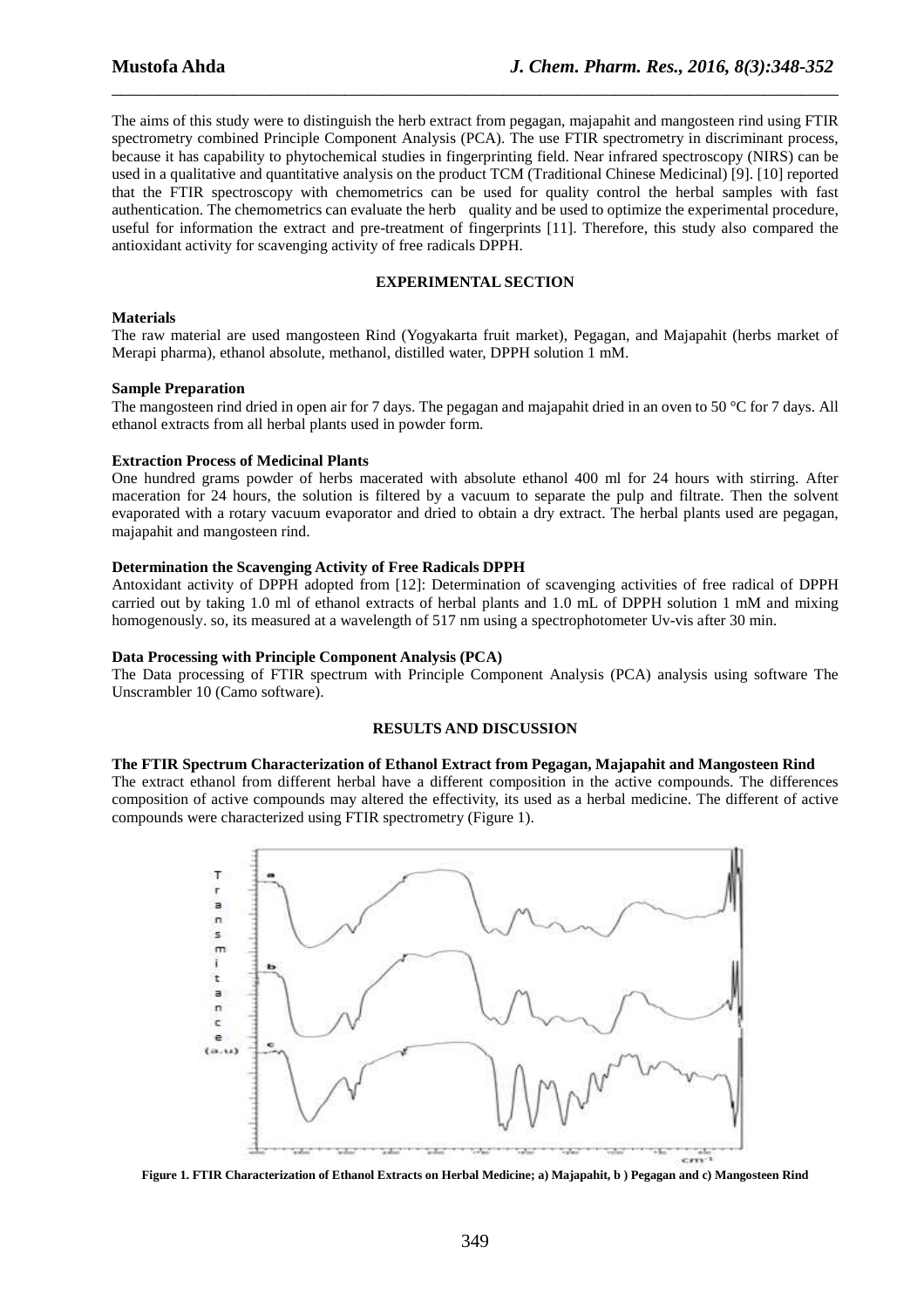The aims of this study were to distinguish the herb extract from pegagan, majapahit and mangosteen rind using FTIR spectrometry combined Principle Component Analysis (PCA). The use FTIR spectrometry in discriminant process, because it has capability to phytochemical studies in fingerprinting field. Near infrared spectroscopy (NIRS) can be used in a qualitative and quantitative analysis on the product TCM (Traditional Chinese Medicinal) [9]. [10] reported that the FTIR spectroscopy with chemometrics can be used for quality control the herbal samples with fast authentication. The chemometrics can evaluate the herb quality and be used to optimize the experimental procedure, useful for information the extract and pre-treatment of fingerprints [11]. Therefore, this study also compared the antioxidant activity for scavenging activity of free radicals DPPH.

## EXPERIMENTAL SECTION

**Materials**

The raw material are used mangosteen Rind (Yogyakarta fruit market), Pegagan, and Majapahit (herbs market of Merapi pharma), ethanol absolute, methanol, distilled water, DPPH solution 1 mM.

**Sample Preparation**

The mangosteen rind dried in open air for 7 days. The pegagan and majapahit dried in an oven to 50 °C for 7 days. All ethanol extracts from all herbal plants used in powder form.

**Extraction Process of Medicinal Plants**

One hundred grams powder of herbs macerated with absolute ethanol 400 ml for 24 hours with stirring. After maceration for 24 hours, the solution is filtered by a vacuum to separate the pulp and filtrate. Then the solvent evaporated with a rotary vacuum evaporator and dried to obtain a dry extract. The herbal plants used are pegagan, majapahit and mangosteen rind.

**Determination the Scavenging Activity of Free Radicals DPPH**

Antoxidant activity of DPPH adopted from [12]: Determination of scavenging activities of free radical of DPPH carried out by taking 1.0 ml of ethanol extracts of herbal plants and 1.0 mL of DPPH solution 1 mM and mixing homogenously. so, its measured at a wavelength of 517 nm using a spectrophotometer Uv-vis after 30 min.

**Data Processing with Principle Component Analysis (PCA)**

The Data processing of FTIR spectrum with Principle Component Analysis (PCA) analysis using software The Unscrambler 10 (Camo software).

## RESULTS AND DISCUSSION

**The FTIR Spectrum Characterization of Ethanol Extract from Pegagan, Majapahit and Mangosteen Rind**

The extract ethanol from different herbal have a different composition in the active compounds. The differences composition of active compounds may altered the effectivity, its used as a herbal medicine. The different of active compounds were characterized using FTIR spectrometry (Figure 1).

**Figure 1. FTIR Characterization of Ethanol Extracts on Herbal Medicine; a) Majapahit, b ) Pegagan and c) Mangosteen Rind**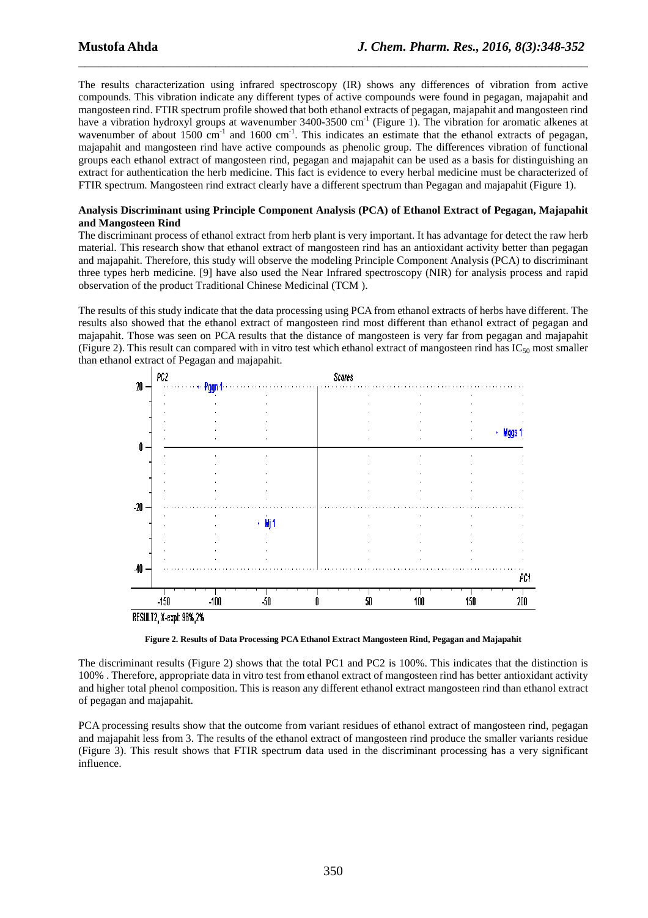The results characterization using infrared spectroscopy (IR) shows any differences of vibration from active compounds. This vibration indicate any different types of active compounds were found in pegagan, majapahit and mangosteen rind. FTIR spectrum profile showed that both ethanol extracts of pegagan, majapahit and mangosteen rind have a vibration hydroxyl groups at wavenumber 3400-3500 $cm^{-1}$ (Figure 1). The vibration for aromatic alkenes at wavenumber of about 1500 $cm^{-1}$ and 1600 $cm^{-1}$. This indicates an estimate that the ethanol extracts of pegagan, majapahit and mangosteen rind have active compounds as phenolic group. The differences vibration of functional groups each ethanol extract of mangosteen rind, pegagan and majapahit can be used as a basis for distinguishing an extract for authentication the herb medicine. This fact is evidence to every herbal medicine must be characterized of FTIR spectrum. Mangosteen rind extract clearly have a different spectrum than Pegagan and majapahit (Figure 1).

**Analysis Discriminant using Principle Component Analysis (PCA) of Ethanol Extract of Pegagan, Majapahit and Mangosteen Rind**

The discriminant process of ethanol extract from herb plant is very important. It has advantage for detect the raw herb material. This research show that ethanol extract of mangosteen rind has an antioxidant activity better than pegagan and majapahit. Therefore, this study will observe the modeling Principle Component Analysis (PCA) to discriminant three types herb medicine. [9] have also used the Near Infrared spectroscopy (NIR) for analysis process and rapid observation of the product Traditional Chinese Medicinal (TCM ).

The results of this study indicate that the data processing using PCA from ethanol extracts of herbs have different. The results also showed that the ethanol extract of mangosteen rind most different than ethanol extract of pegagan and majapahit. Those was seen on PCA results that the distance of mangosteen is very far from pegagan and majapahit (Figure 2). This result can compared with in vitro test which ethanol extract of mangosteen rind has $IC_{50}$ most smaller than ethanol extract of Pegagan and majapahit.

**Figure 2. Results of Data Processing PCA Ethanol Extract Mangosteen Rind, Pegagan and Majapahit**

The discriminant results (Figure 2) shows that the total PC1 and PC2 is 100%. This indicates that the distinction is 100% . Therefore, appropriate data in vitro test from ethanol extract of mangosteen rind has better antioxidant activity and higher total phenol composition. This is reason any different ethanol extract mangosteen rind than ethanol extract of pegagan and majapahit.

PCA processing results show that the outcome from variant residues of ethanol extract of mangosteen rind, pegagan and majapahit less from 3. The results of the ethanol extract of mangosteen rind produce the smaller variants residue (Figure 3). This result shows that FTIR spectrum data used in the discriminant processing has a very significant influence.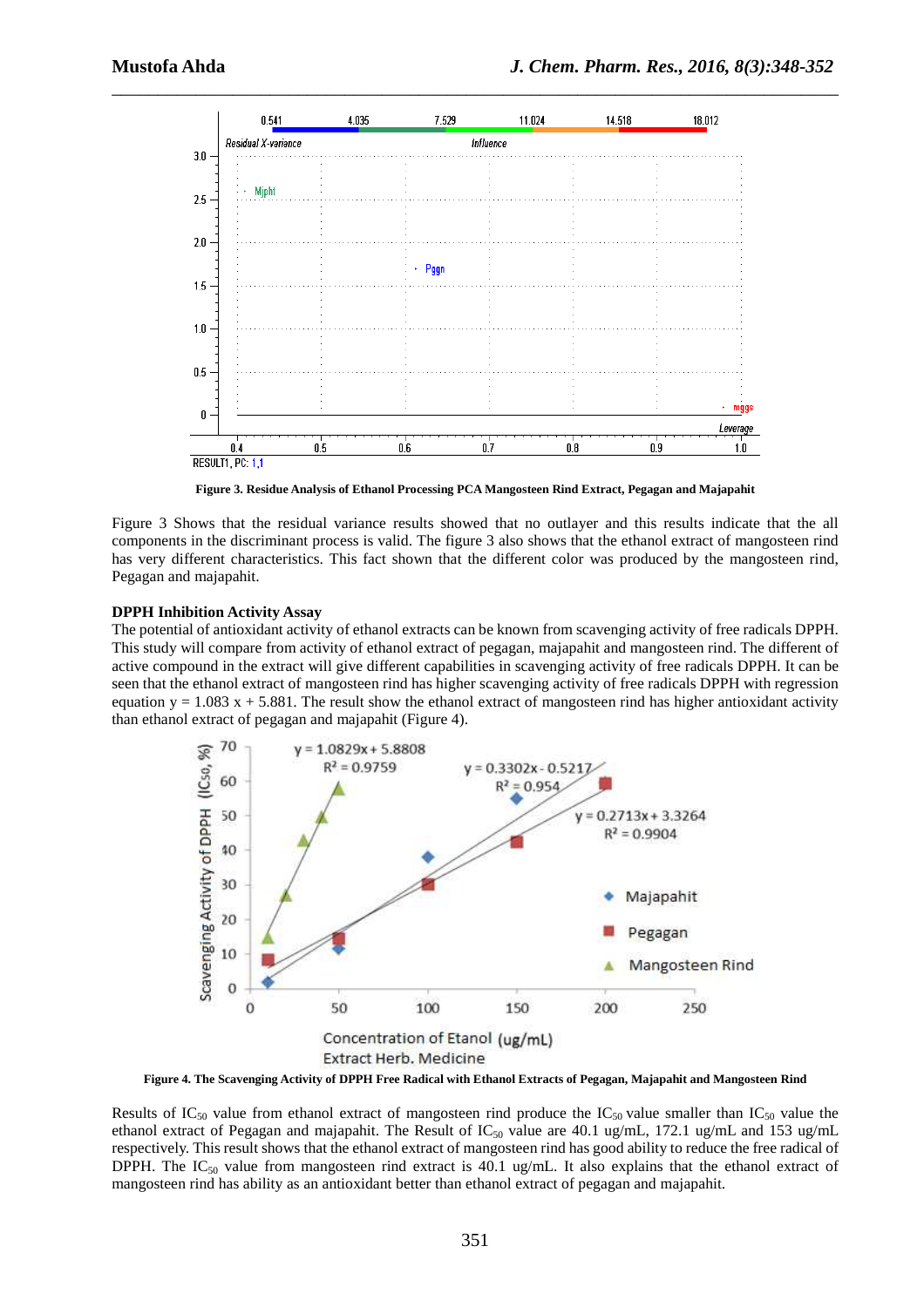Figure 3. Residue Analysis of Ethanol Processing PCA Mangosteen Rind Extract, Pegagan and Majapahit

Figure 3 Shows that the residual variance results showed that no outlayer and this results indicate that the all components in the discriminant process is valid. The figure 3 also shows that the ethanol extract of mangosteen rind has very different characteristics. This fact shown that the different color was produced by the mangosteen rind, Pegagan and majapahit.

**DPPH Inhibition Activity Assay**

The potential of antioxidant activity of ethanol extracts can be known from scavenging activity of free radicals DPPH. This study will compare from activity of ethanol extract of pegagan, majapahit and mangosteen rind. The different of active compound in the extract will give different capabilities in scavenging activity of free radicals DPPH. It can be seen that the ethanol extract of mangosteen rind has higher scavenging activity of free radicals DPPH with regression equation $y = 1.083\ x + 5.881$. The result show the ethanol extract of mangosteen rind has higher antioxidant activity than ethanol extract of pegagan and majapahit (Figure 4).

Figure 4. The Scavenging Activity of DPPH Free Radical with Ethanol Extracts of Pegagan, Majapahit and Mangosteen Rind

Results of $IC_{50}$ value from ethanol extract of mangosteen rind produce the $IC_{50}$ value smaller than $IC_{50}$ value the ethanol extract of Pegagan and majapahit. The Result of $IC_{50}$ value are 40.1 ug/mL, 172.1 ug/mL and 153 ug/mL respectively. This result shows that the ethanol extract of mangosteen rind has good ability to reduce the free radical of DPPH. The $IC_{50}$ value from mangosteen rind extract is 40.1 ug/mL. It also explains that the ethanol extract of mangosteen rind has ability as an antioxidant better than ethanol extract of pegagan and majapahit.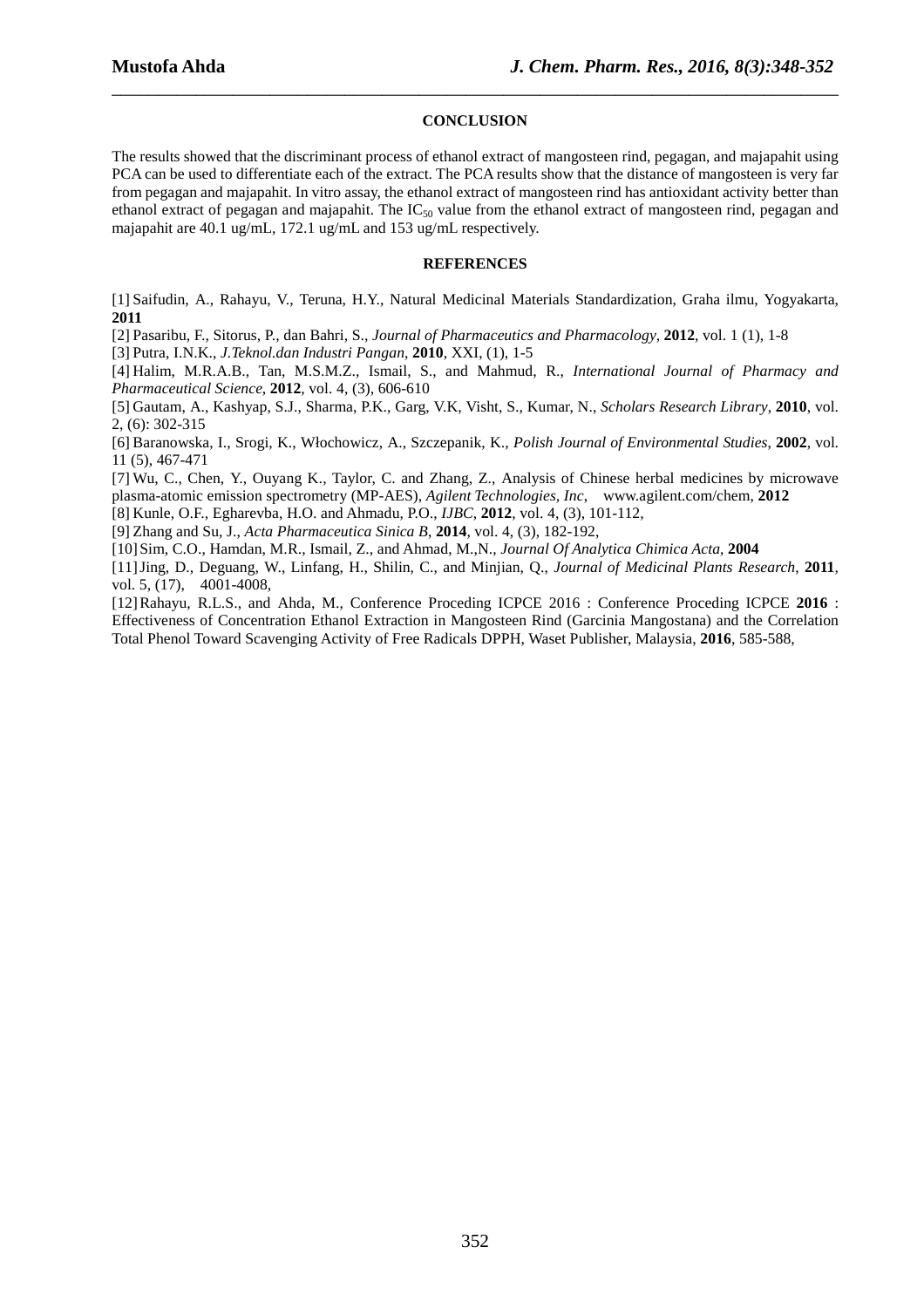## CONCLUSION

The results showed that the discriminant process of ethanol extract of mangosteen rind, pegagan, and majapahit using PCA can be used to differentiate each of the extract. The PCA results show that the distance of mangosteen is very far from pegagan and majapahit. In vitro assay, the ethanol extract of mangosteen rind has antioxidant activity better than ethanol extract of pegagan and majapahit. The $IC_{50}$ value from the ethanol extract of mangosteen rind, pegagan and majapahit are 40.1 ug/mL, 172.1 ug/mL and 153 ug/mL respectively.

## REFERENCES

[1] Saifudin, A., Rahayu, V., Teruna, H.Y., Natural Medicinal Materials Standardization, Graha ilmu, Yogyakarta, **2011**

[2] Pasaribu, F., Sitorus, P., dan Bahri, S., *Journal of Pharmaceutics and Pharmacology*, **2012**, vol. 1 (1), 1-8

[3] Putra, I.N.K., *J.Teknol.dan Industri Pangan*, **2010**, XXI, (1), 1-5

[4] Halim, M.R.A.B., Tan, M.S.M.Z., Ismail, S., and Mahmud, R., *International Journal of Pharmacy and Pharmaceutical Science*, **2012**, vol. 4, (3), 606-610

[5] Gautam, A., Kashyap, S.J., Sharma, P.K., Garg, V.K, Visht, S., Kumar, N., *Scholars Research Library*, **2010**, vol. 2, (6): 302-315

[6] Baranowska, I., Srogi, K., Włochowicz, A., Szczepanik, K., *Polish Journal of Environmental Studies*, **2002**, vol. 11 (5), 467-471

[7] Wu, C., Chen, Y., Ouyang K., Taylor, C. and Zhang, Z., Analysis of Chinese herbal medicines by microwave plasma-atomic emission spectrometry (MP-AES), *Agilent Technologies, Inc*, www.agilent.com/chem, **2012**

[8] Kunle, O.F., Egharevba, H.O. and Ahmadu, P.O., *IJBC*, **2012**, vol. 4, (3), 101-112,

[9] Zhang and Su, J., *Acta Pharmaceutica Sinica B*, **2014**, vol. 4, (3), 182-192,

[10] Sim, C.O., Hamdan, M.R., Ismail, Z., and Ahmad, M.,N., *Journal Of Analytica Chimica Acta*, **2004**

[11] Jing, D., Deguang, W., Linfang, H., Shilin, C., and Minjian, Q., *Journal of Medicinal Plants Research*, **2011**, vol. 5, (17), 4001-4008,

[12] Rahayu, R.L.S., and Ahda, M., Conference Proceding ICPCE 2016 : Conference Proceding ICPCE **2016** : Effectiveness of Concentration Ethanol Extraction in Mangosteen Rind (Garcinia Mangostana) and the Correlation Total Phenol Toward Scavenging Activity of Free Radicals DPPH, Waset Publisher, Malaysia, **2016**, 585-588,